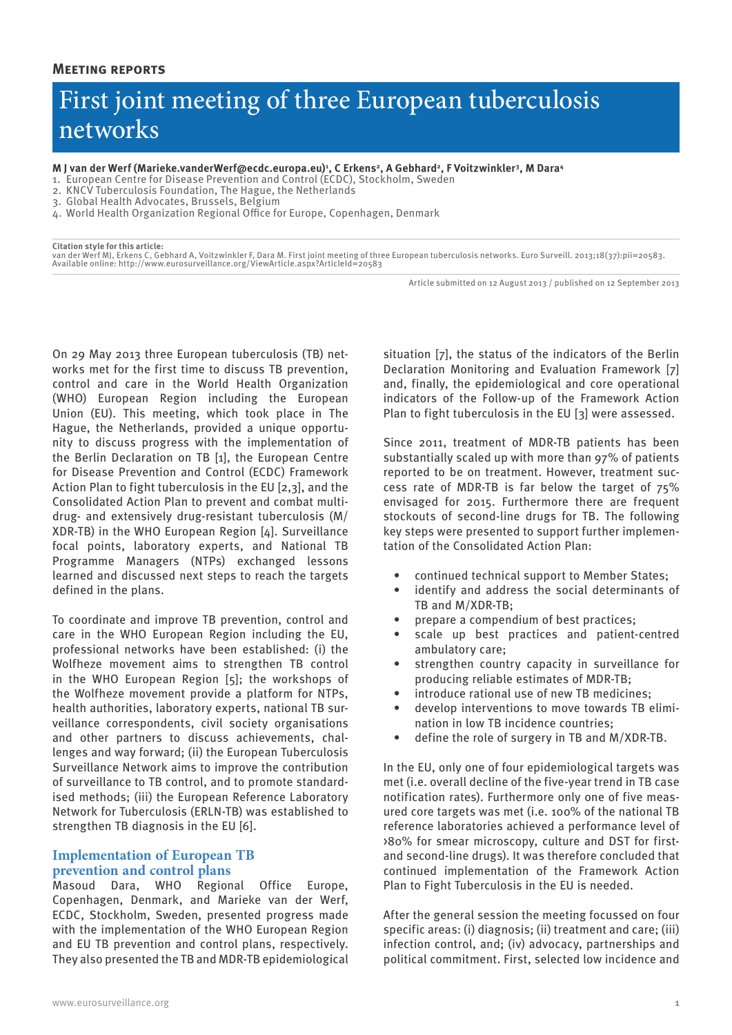**Meeting reports**

# First joint meeting of three European tuberculosis networks

**M J van der Werf (Marieke.vanderWerf@ecdc.europa.eu)[1], C Erkens[2], A Gebhard[2], F Voitzwinkler[3], M Dara[4]**

1. European Centre for Disease Prevention and Control (ECDC), Stockholm, Sweden
2. KNCV Tuberculosis Foundation, The Hague, the Netherlands
3. Global Health Advocates, Brussels, Belgium
4. World Health Organization Regional Office for Europe, Copenhagen, Denmark

**Citation style for this article:**
van der Werf MJ, Erkens C, Gebhard A, Voitzwinkler F, Dara M. First joint meeting of three European tuberculosis networks. Euro Surveill. 2013;18(37):pii=20583. Available online: http://www.eurosurveillance.org/ViewArticle.aspx?ArticleId=20583

Article submitted on 12 August 2013 / published on 12 September 2013

On 29 May 2013 three European tuberculosis (TB) networks met for the first time to discuss TB prevention, control and care in the World Health Organization (WHO) European Region including the European Union (EU). This meeting, which took place in The Hague, the Netherlands, provided a unique opportunity to discuss progress with the implementation of the Berlin Declaration on TB [1], the European Centre for Disease Prevention and Control (ECDC) Framework Action Plan to fight tuberculosis in the EU [2,3], and the Consolidated Action Plan to prevent and combat multidrug- and extensively drug-resistant tuberculosis (M/XDR-TB) in the WHO European Region [4]. Surveillance focal points, laboratory experts, and National TB Programme Managers (NTPs) exchanged lessons learned and discussed next steps to reach the targets defined in the plans.

To coordinate and improve TB prevention, control and care in the WHO European Region including the EU, professional networks have been established: (i) the Wolfheze movement aims to strengthen TB control in the WHO European Region [5]; the workshops of the Wolfheze movement provide a platform for NTPs, health authorities, laboratory experts, national TB surveillance correspondents, civil society organisations and other partners to discuss achievements, challenges and way forward; (ii) the European Tuberculosis Surveillance Network aims to improve the contribution of surveillance to TB control, and to promote standardised methods; (iii) the European Reference Laboratory Network for Tuberculosis (ERLN-TB) was established to strengthen TB diagnosis in the EU [6].

## Implementation of European TB prevention and control plans

Masoud Dara, WHO Regional Office Europe, Copenhagen, Denmark, and Marieke van der Werf, ECDC, Stockholm, Sweden, presented progress made with the implementation of the WHO European Region and EU TB prevention and control plans, respectively. They also presented the TB and MDR-TB epidemiological situation [7], the status of the indicators of the Berlin Declaration Monitoring and Evaluation Framework [7] and, finally, the epidemiological and core operational indicators of the Follow-up of the Framework Action Plan to fight tuberculosis in the EU [3] were assessed.

Since 2011, treatment of MDR-TB patients has been substantially scaled up with more than 97% of patients reported to be on treatment. However, treatment success rate of MDR-TB is far below the target of 75% envisaged for 2015. Furthermore there are frequent stockouts of second-line drugs for TB. The following key steps were presented to support further implementation of the Consolidated Action Plan:

- continued technical support to Member States;
- identify and address the social determinants of TB and M/XDR-TB;
- prepare a compendium of best practices;
- scale up best practices and patient-centred ambulatory care;
- strengthen country capacity in surveillance for producing reliable estimates of MDR-TB;
- introduce rational use of new TB medicines;
- develop interventions to move towards TB elimination in low TB incidence countries;
- define the role of surgery in TB and M/XDR-TB.

In the EU, only one of four epidemiological targets was met (i.e. overall decline of the five-year trend in TB case notification rates). Furthermore only one of five measured core targets was met (i.e. 100% of the national TB reference laboratories achieved a performance level of >80% for smear microscopy, culture and DST for first- and second-line drugs). It was therefore concluded that continued implementation of the Framework Action Plan to Fight Tuberculosis in the EU is needed.

After the general session the meeting focussed on four specific areas: (i) diagnosis; (ii) treatment and care; (iii) infection control, and; (iv) advocacy, partnerships and political commitment. First, selected low incidence and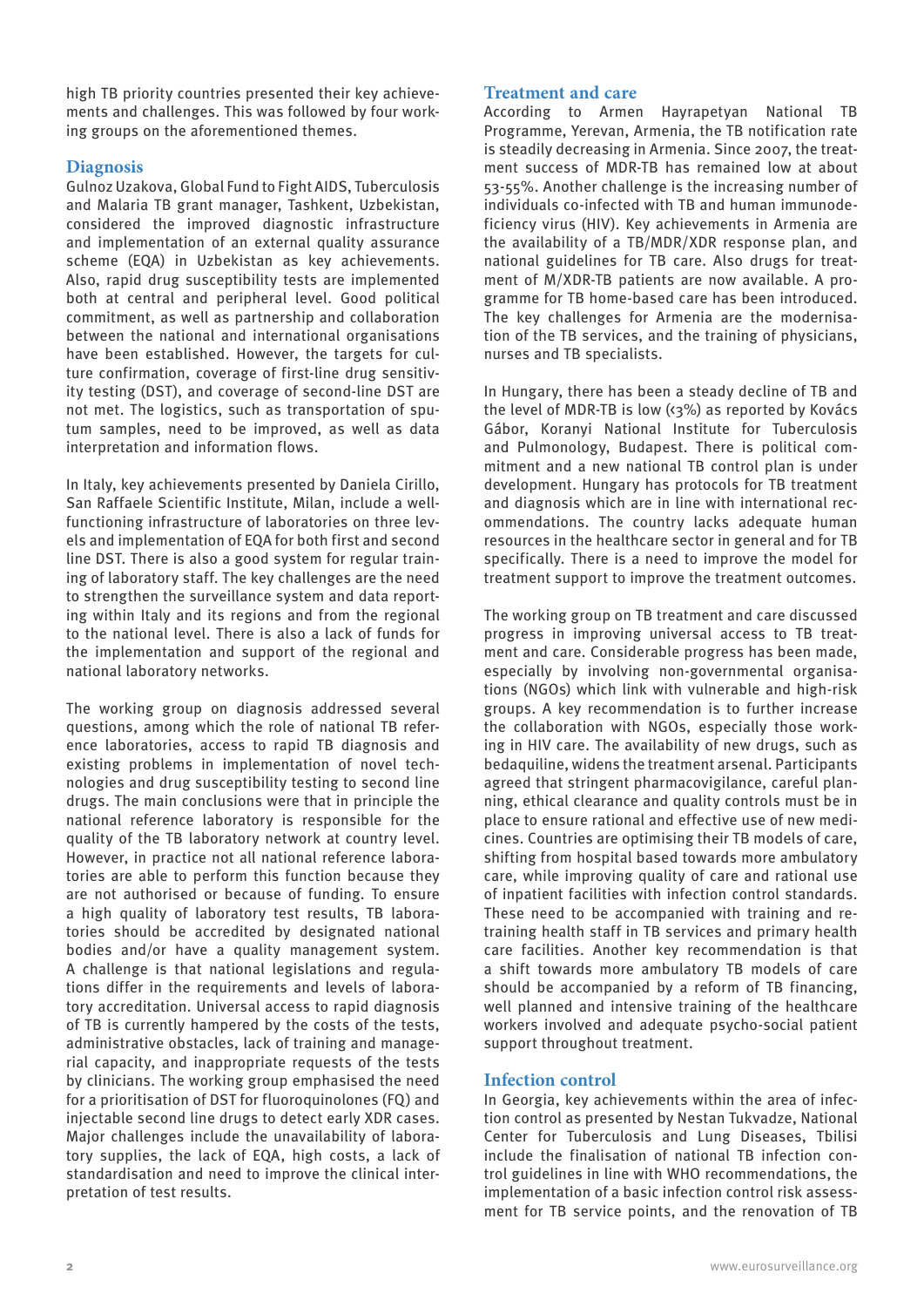high TB priority countries presented their key achievements and challenges. This was followed by four working groups on the aforementioned themes.

## Diagnosis

Gulnoz Uzakova, Global Fund to Fight AIDS, Tuberculosis and Malaria TB grant manager, Tashkent, Uzbekistan, considered the improved diagnostic infrastructure and implementation of an external quality assurance scheme (EQA) in Uzbekistan as key achievements. Also, rapid drug susceptibility tests are implemented both at central and peripheral level. Good political commitment, as well as partnership and collaboration between the national and international organisations have been established. However, the targets for culture confirmation, coverage of first-line drug sensitivity testing (DST), and coverage of second-line DST are not met. The logistics, such as transportation of sputum samples, need to be improved, as well as data interpretation and information flows.

In Italy, key achievements presented by Daniela Cirillo, San Raffaele Scientific Institute, Milan, include a well-functioning infrastructure of laboratories on three levels and implementation of EQA for both first and second line DST. There is also a good system for regular training of laboratory staff. The key challenges are the need to strengthen the surveillance system and data reporting within Italy and its regions and from the regional to the national level. There is also a lack of funds for the implementation and support of the regional and national laboratory networks.

The working group on diagnosis addressed several questions, among which the role of national TB reference laboratories, access to rapid TB diagnosis and existing problems in implementation of novel technologies and drug susceptibility testing to second line drugs. The main conclusions were that in principle the national reference laboratory is responsible for the quality of the TB laboratory network at country level. However, in practice not all national reference laboratories are able to perform this function because they are not authorised or because of funding. To ensure a high quality of laboratory test results, TB laboratories should be accredited by designated national bodies and/or have a quality management system. A challenge is that national legislations and regulations differ in the requirements and levels of laboratory accreditation. Universal access to rapid diagnosis of TB is currently hampered by the costs of the tests, administrative obstacles, lack of training and managerial capacity, and inappropriate requests of the tests by clinicians. The working group emphasised the need for a prioritisation of DST for fluoroquinolones (FQ) and injectable second line drugs to detect early XDR cases. Major challenges include the unavailability of laboratory supplies, the lack of EQA, high costs, a lack of standardisation and need to improve the clinical interpretation of test results.

## Treatment and care

According to Armen Hayrapetyan National TB Programme, Yerevan, Armenia, the TB notification rate is steadily decreasing in Armenia. Since 2007, the treatment success of MDR-TB has remained low at about 53-55%. Another challenge is the increasing number of individuals co-infected with TB and human immunodeficiency virus (HIV). Key achievements in Armenia are the availability of a TB/MDR/XDR response plan, and national guidelines for TB care. Also drugs for treatment of M/XDR-TB patients are now available. A programme for TB home-based care has been introduced. The key challenges for Armenia are the modernisation of the TB services, and the training of physicians, nurses and TB specialists.

In Hungary, there has been a steady decline of TB and the level of MDR-TB is low (<3%) as reported by Kovács Gábor, Koranyi National Institute for Tuberculosis and Pulmonology, Budapest. There is political commitment and a new national TB control plan is under development. Hungary has protocols for TB treatment and diagnosis which are in line with international recommendations. The country lacks adequate human resources in the healthcare sector in general and for TB specifically. There is a need to improve the model for treatment support to improve the treatment outcomes.

The working group on TB treatment and care discussed progress in improving universal access to TB treatment and care. Considerable progress has been made, especially by involving non-governmental organisations (NGOs) which link with vulnerable and high-risk groups. A key recommendation is to further increase the collaboration with NGOs, especially those working in HIV care. The availability of new drugs, such as bedaquiline, widens the treatment arsenal. Participants agreed that stringent pharmacovigilance, careful planning, ethical clearance and quality controls must be in place to ensure rational and effective use of new medicines. Countries are optimising their TB models of care, shifting from hospital based towards more ambulatory care, while improving quality of care and rational use of inpatient facilities with infection control standards. These need to be accompanied with training and re-training health staff in TB services and primary health care facilities. Another key recommendation is that a shift towards more ambulatory TB models of care should be accompanied by a reform of TB financing, well planned and intensive training of the healthcare workers involved and adequate psycho-social patient support throughout treatment.

## Infection control

In Georgia, key achievements within the area of infection control as presented by Nestan Tukvadze, National Center for Tuberculosis and Lung Diseases, Tbilisi include the finalisation of national TB infection control guidelines in line with WHO recommendations, the implementation of a basic infection control risk assessment for TB service points, and the renovation of TB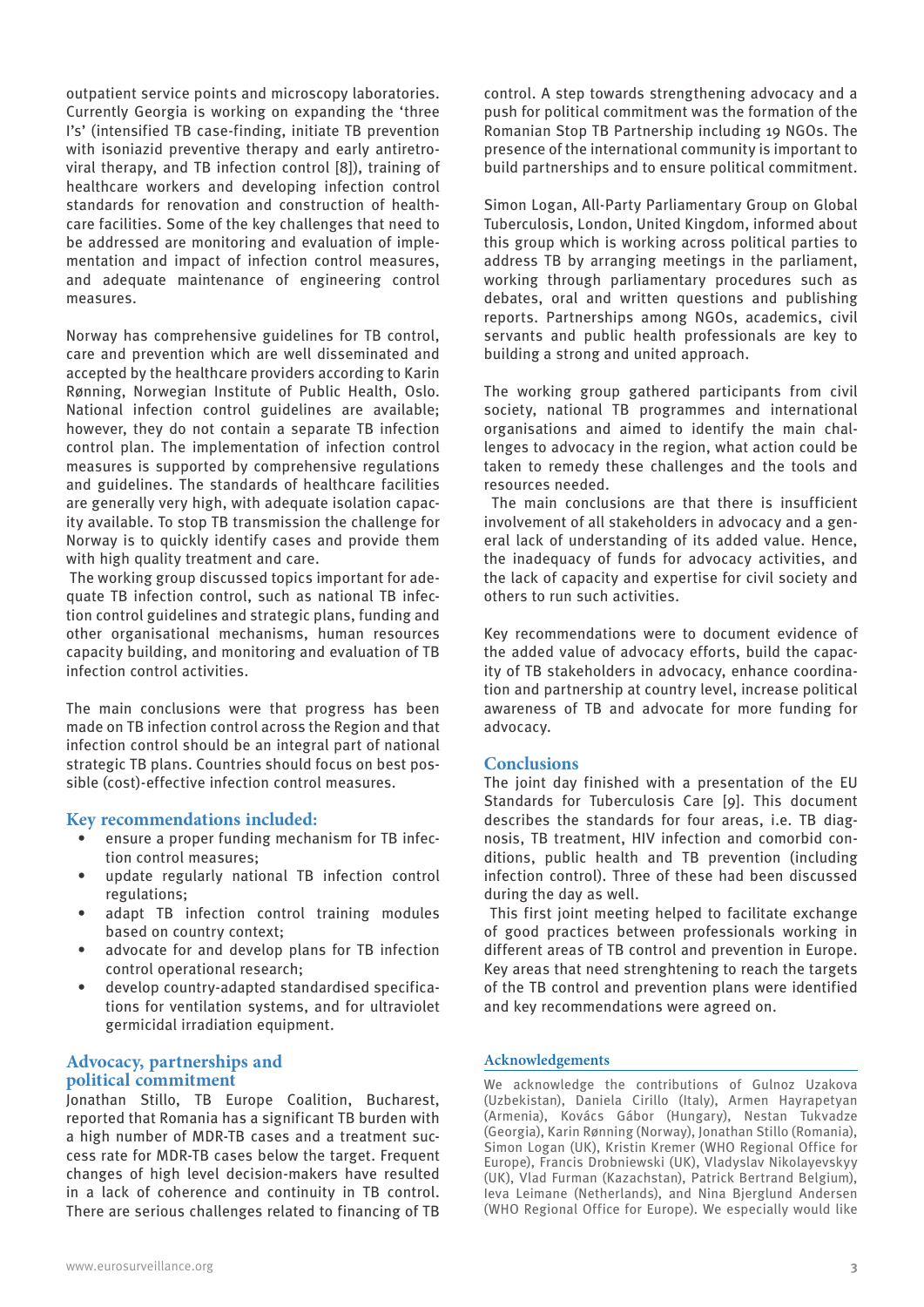outpatient service points and microscopy laboratories. Currently Georgia is working on expanding the 'three I's' (intensified TB case-finding, initiate TB prevention with isoniazid preventive therapy and early antiretroviral therapy, and TB infection control [8]), training of healthcare workers and developing infection control standards for renovation and construction of healthcare facilities. Some of the key challenges that need to be addressed are monitoring and evaluation of implementation and impact of infection control measures, and adequate maintenance of engineering control measures.

Norway has comprehensive guidelines for TB control, care and prevention which are well disseminated and accepted by the healthcare providers according to Karin Rønning, Norwegian Institute of Public Health, Oslo. National infection control guidelines are available; however, they do not contain a separate TB infection control plan. The implementation of infection control measures is supported by comprehensive regulations and guidelines. The standards of healthcare facilities are generally very high, with adequate isolation capacity available. To stop TB transmission the challenge for Norway is to quickly identify cases and provide them with high quality treatment and care.

The working group discussed topics important for adequate TB infection control, such as national TB infection control guidelines and strategic plans, funding and other organisational mechanisms, human resources capacity building, and monitoring and evaluation of TB infection control activities.

The main conclusions were that progress has been made on TB infection control across the Region and that infection control should be an integral part of national strategic TB plans. Countries should focus on best possible (cost)-effective infection control measures.

### Key recommendations included:

- ensure a proper funding mechanism for TB infection control measures;
- update regularly national TB infection control regulations;
- adapt TB infection control training modules based on country context;
- advocate for and develop plans for TB infection control operational research;
- develop country-adapted standardised specifications for ventilation systems, and for ultraviolet germicidal irradiation equipment.

## Advocacy, partnerships and political commitment

Jonathan Stillo, TB Europe Coalition, Bucharest, reported that Romania has a significant TB burden with a high number of MDR-TB cases and a treatment success rate for MDR-TB cases below the target. Frequent changes of high level decision-makers have resulted in a lack of coherence and continuity in TB control. There are serious challenges related to financing of TB control. A step towards strengthening advocacy and a push for political commitment was the formation of the Romanian Stop TB Partnership including 19 NGOs. The presence of the international community is important to build partnerships and to ensure political commitment.

Simon Logan, All-Party Parliamentary Group on Global Tuberculosis, London, United Kingdom, informed about this group which is working across political parties to address TB by arranging meetings in the parliament, working through parliamentary procedures such as debates, oral and written questions and publishing reports. Partnerships among NGOs, academics, civil servants and public health professionals are key to building a strong and united approach.

The working group gathered participants from civil society, national TB programmes and international organisations and aimed to identify the main challenges to advocacy in the region, what action could be taken to remedy these challenges and the tools and resources needed.

The main conclusions are that there is insufficient involvement of all stakeholders in advocacy and a general lack of understanding of its added value. Hence, the inadequacy of funds for advocacy activities, and the lack of capacity and expertise for civil society and others to run such activities.

Key recommendations were to document evidence of the added value of advocacy efforts, build the capacity of TB stakeholders in advocacy, enhance coordination and partnership at country level, increase political awareness of TB and advocate for more funding for advocacy.

## Conclusions

The joint day finished with a presentation of the EU Standards for Tuberculosis Care [9]. This document describes the standards for four areas, i.e. TB diagnosis, TB treatment, HIV infection and comorbid conditions, public health and TB prevention (including infection control). Three of these had been discussed during the day as well.

This first joint meeting helped to facilitate exchange of good practices between professionals working in different areas of TB control and prevention in Europe. Key areas that need strenghtening to reach the targets of the TB control and prevention plans were identified and key recommendations were agreed on.

#### Acknowledgements

We acknowledge the contributions of Gulnoz Uzakova (Uzbekistan), Daniela Cirillo (Italy), Armen Hayrapetyan (Armenia), Kovács Gábor (Hungary), Nestan Tukvadze (Georgia), Karin Rønning (Norway), Jonathan Stillo (Romania), Simon Logan (UK), Kristin Kremer (WHO Regional Office for Europe), Francis Drobniewski (UK), Vladyslav Nikolayevskyy (UK), Vlad Furman (Kazachstan), Patrick Bertrand Belgium), Ieva Leimane (Netherlands), and Nina Bjerglund Andersen (WHO Regional Office for Europe). We especially would like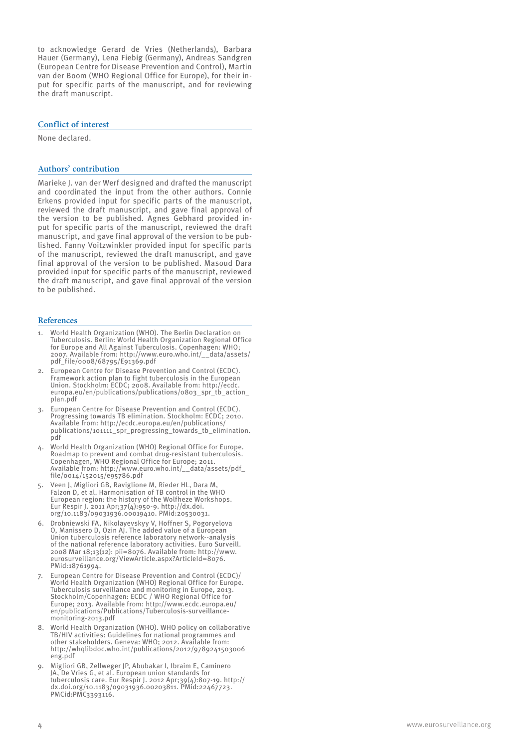to acknowledge Gerard de Vries (Netherlands), Barbara Hauer (Germany), Lena Fiebig (Germany), Andreas Sandgren (European Centre for Disease Prevention and Control), Martin van der Boom (WHO Regional Office for Europe), for their input for specific parts of the manuscript, and for reviewing the draft manuscript.

## Conflict of interest

None declared.

## Authors' contribution

Marieke J. van der Werf designed and drafted the manuscript and coordinated the input from the other authors. Connie Erkens provided input for specific parts of the manuscript, reviewed the draft manuscript, and gave final approval of the version to be published. Agnes Gebhard provided input for specific parts of the manuscript, reviewed the draft manuscript, and gave final approval of the version to be published. Fanny Voitzwinkler provided input for specific parts of the manuscript, reviewed the draft manuscript, and gave final approval of the version to be published. Masoud Dara provided input for specific parts of the manuscript, reviewed the draft manuscript, and gave final approval of the version to be published.

## References

1. World Health Organization (WHO). The Berlin Declaration on Tuberculosis. Berlin: World Health Organization Regional Office for Europe and All Against Tuberculosis. Copenhagen: WHO; 2007. Available from: http://www.euro.who.int/__data/assets/pdf_file/0008/68795/E91369.pdf
2. European Centre for Disease Prevention and Control (ECDC). Framework action plan to fight tuberculosis in the European Union. Stockholm: ECDC; 2008. Available from: http://ecdc.europa.eu/en/publications/publications/0803_spr_tb_action_plan.pdf
3. European Centre for Disease Prevention and Control (ECDC). Progressing towards TB elimination. Stockholm: ECDC; 2010. Available from: http://ecdc.europa.eu/en/publications/publications/101111_spr_progressing_towards_tb_elimination.pdf
4. World Health Organization (WHO) Regional Office for Europe. Roadmap to prevent and combat drug-resistant tuberculosis. Copenhagen, WHO Regional Office for Europe; 2011. Available from: http://www.euro.who.int/__data/assets/pdf_file/0014/152015/e95786.pdf
5. Veen J, Migliori GB, Raviglione M, Rieder HL, Dara M, Falzon D, et al. Harmonisation of TB control in the WHO European region: the history of the Wolfheze Workshops. Eur Respir J. 2011 Apr;37(4):950-9. http://dx.doi.org/10.1183/09031936.00019410. PMid:20530031.
6. Drobniewski FA, Nikolayevskyy V, Hoffner S, Pogoryelova O, Manissero D, Ozin AJ. The added value of a European Union tuberculosis reference laboratory network--analysis of the national reference laboratory activities. Euro Surveill. 2008 Mar 18;13(12): pii=8076. Available from: http://www.eurosurveillance.org/ViewArticle.aspx?ArticleId=8076. PMid:18761994.
7. European Centre for Disease Prevention and Control (ECDC)/ World Health Organization (WHO) Regional Office for Europe. Tuberculosis surveillance and monitoring in Europe, 2013. Stockholm/Copenhagen: ECDC / WHO Regional Office for Europe; 2013. Available from: http://www.ecdc.europa.eu/en/publications/Publications/Tuberculosis-surveillance-monitoring-2013.pdf
8. World Health Organization (WHO). WHO policy on collaborative TB/HIV activities: Guidelines for national programmes and other stakeholders. Geneva: WHO; 2012. Available from: http://whqlibdoc.who.int/publications/2012/9789241503006_eng.pdf
9. Migliori GB, Zellweger JP, Abubakar I, Ibraim E, Caminero JA, De Vries G, et al. European union standards for tuberculosis care. Eur Respir J. 2012 Apr;39(4):807-19. http://dx.doi.org/10.1183/09031936.00203811. PMid:22467723. PMCid:PMC3393116.